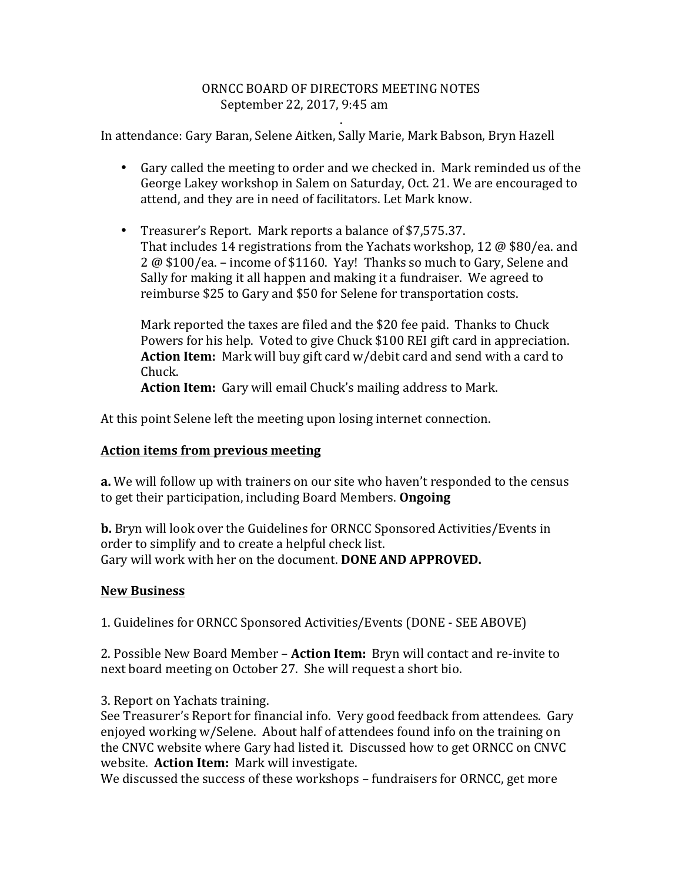ORNCC BOARD OF DIRECTORS MEETING NOTES
September 22, 2017, 9:45 am

In attendance: Gary Baran, Selene Aitken, Sally Marie, Mark Babson, Bryn Hazell

- Gary called the meeting to order and we checked in. Mark reminded us of the George Lakey workshop in Salem on Saturday, Oct. 21. We are encouraged to attend, and they are in need of facilitators. Let Mark know.

- Treasurer's Report. Mark reports a balance of $7,575.37.
  That includes 14 registrations from the Yachats workshop, 12 @ $80/ea. and 2 @ $100/ea. – income of $1160. Yay! Thanks so much to Gary, Selene and Sally for making it all happen and making it a fundraiser. We agreed to reimburse $25 to Gary and $50 for Selene for transportation costs.

  Mark reported the taxes are filed and the $20 fee paid. Thanks to Chuck Powers for his help. Voted to give Chuck $100 REI gift card in appreciation.
  **Action Item:** Mark will buy gift card w/debit card and send with a card to Chuck.
  **Action Item:** Gary will email Chuck's mailing address to Mark.

At this point Selene left the meeting upon losing internet connection.

**<u>Action items from previous meeting</u>**

**a.** We will follow up with trainers on our site who haven't responded to the census to get their participation, including Board Members. **Ongoing**

**b.** Bryn will look over the Guidelines for ORNCC Sponsored Activities/Events in order to simplify and to create a helpful check list.
Gary will work with her on the document. **DONE AND APPROVED.**

**<u>New Business</u>**

1. Guidelines for ORNCC Sponsored Activities/Events (DONE - SEE ABOVE)

2. Possible New Board Member – **Action Item:** Bryn will contact and re-invite to next board meeting on October 27. She will request a short bio.

3. Report on Yachats training.
See Treasurer's Report for financial info. Very good feedback from attendees. Gary enjoyed working w/Selene. About half of attendees found info on the training on the CNVC website where Gary had listed it. Discussed how to get ORNCC on CNVC website. **Action Item:** Mark will investigate.
We discussed the success of these workshops – fundraisers for ORNCC, get more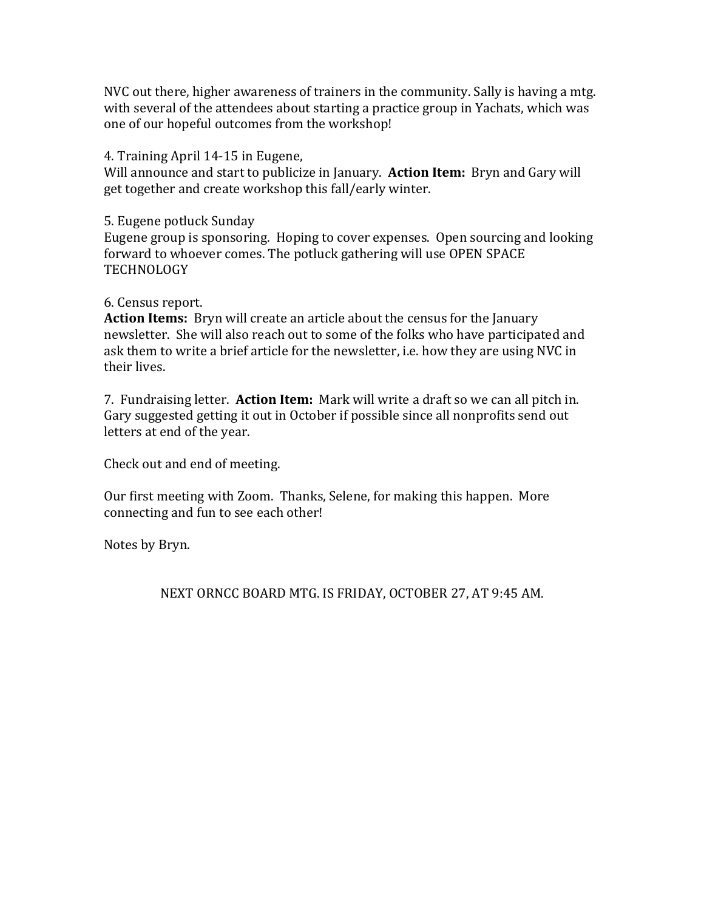NVC out there, higher awareness of trainers in the community. Sally is having a mtg. with several of the attendees about starting a practice group in Yachats, which was one of our hopeful outcomes from the workshop!

4. Training April 14-15 in Eugene,
Will announce and start to publicize in January. **Action Item:** Bryn and Gary will get together and create workshop this fall/early winter.

5. Eugene potluck Sunday
Eugene group is sponsoring. Hoping to cover expenses. Open sourcing and looking forward to whoever comes. The potluck gathering will use OPEN SPACE TECHNOLOGY

6. Census report.
**Action Items:** Bryn will create an article about the census for the January newsletter. She will also reach out to some of the folks who have participated and ask them to write a brief article for the newsletter, i.e. how they are using NVC in their lives.

7. Fundraising letter. **Action Item:** Mark will write a draft so we can all pitch in. Gary suggested getting it out in October if possible since all nonprofits send out letters at end of the year.

Check out and end of meeting.

Our first meeting with Zoom. Thanks, Selene, for making this happen. More connecting and fun to see each other!

Notes by Bryn.

NEXT ORNCC BOARD MTG. IS FRIDAY, OCTOBER 27, AT 9:45 AM.